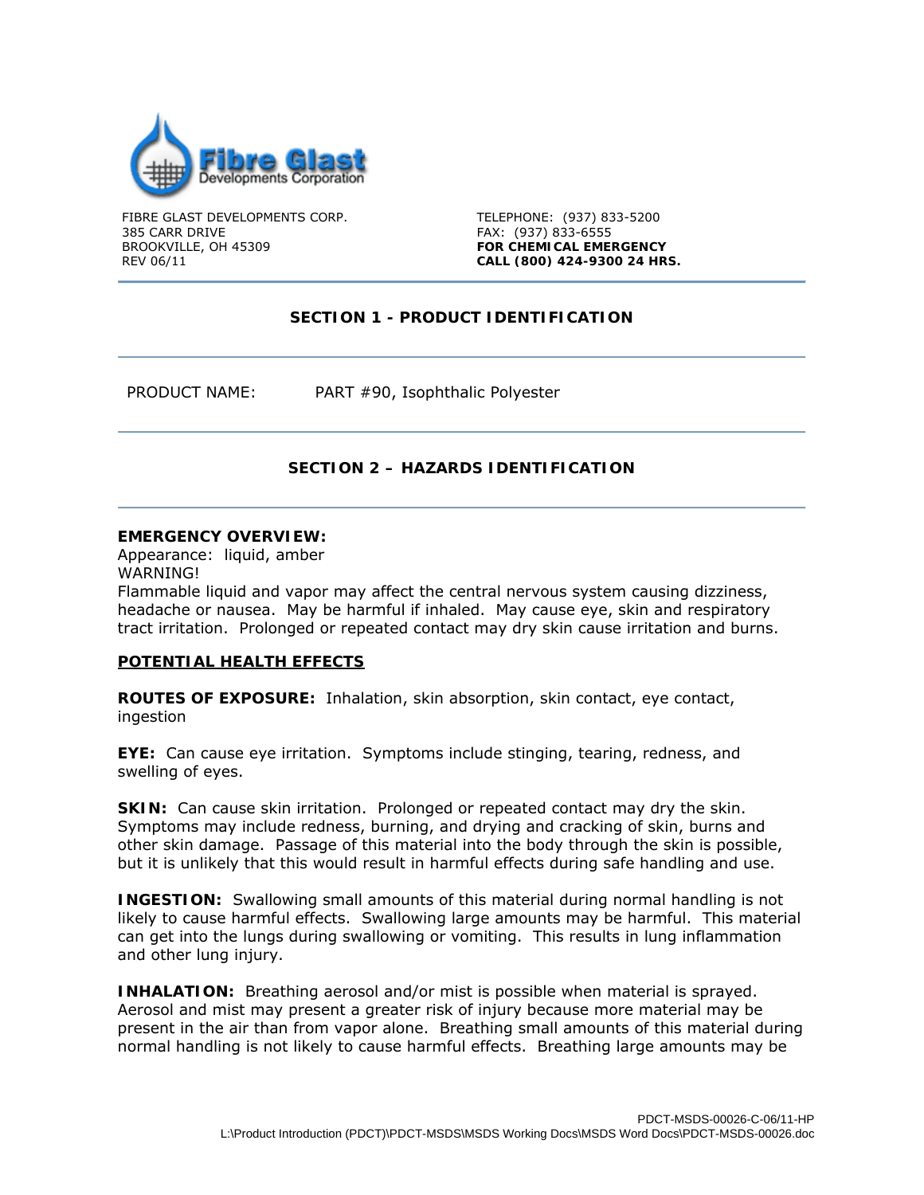FIBRE GLAST DEVELOPMENTS CORP.
385 CARR DRIVE
BROOKVILLE, OH 45309
REV 06/11

TELEPHONE: (937) 833-5200
FAX: (937) 833-6555
**FOR CHEMICAL EMERGENCY**
**CALL (800) 424-9300 24 HRS.**

## SECTION 1 - PRODUCT IDENTIFICATION

PRODUCT NAME: PART #90, Isophthalic Polyester

## SECTION 2 – HAZARDS IDENTIFICATION

**EMERGENCY OVERVIEW:**
Appearance: liquid, amber
WARNING!
Flammable liquid and vapor may affect the central nervous system causing dizziness, headache or nausea. May be harmful if inhaled. May cause eye, skin and respiratory tract irritation. Prolonged or repeated contact may dry skin cause irritation and burns.

**POTENTIAL HEALTH EFFECTS**

**ROUTES OF EXPOSURE:** Inhalation, skin absorption, skin contact, eye contact, ingestion

**EYE:** Can cause eye irritation. Symptoms include stinging, tearing, redness, and swelling of eyes.

**SKIN:** Can cause skin irritation. Prolonged or repeated contact may dry the skin. Symptoms may include redness, burning, and drying and cracking of skin, burns and other skin damage. Passage of this material into the body through the skin is possible, but it is unlikely that this would result in harmful effects during safe handling and use.

**INGESTION:** Swallowing small amounts of this material during normal handling is not likely to cause harmful effects. Swallowing large amounts may be harmful. This material can get into the lungs during swallowing or vomiting. This results in lung inflammation and other lung injury.

**INHALATION:** Breathing aerosol and/or mist is possible when material is sprayed. Aerosol and mist may present a greater risk of injury because more material may be present in the air than from vapor alone. Breathing small amounts of this material during normal handling is not likely to cause harmful effects. Breathing large amounts may be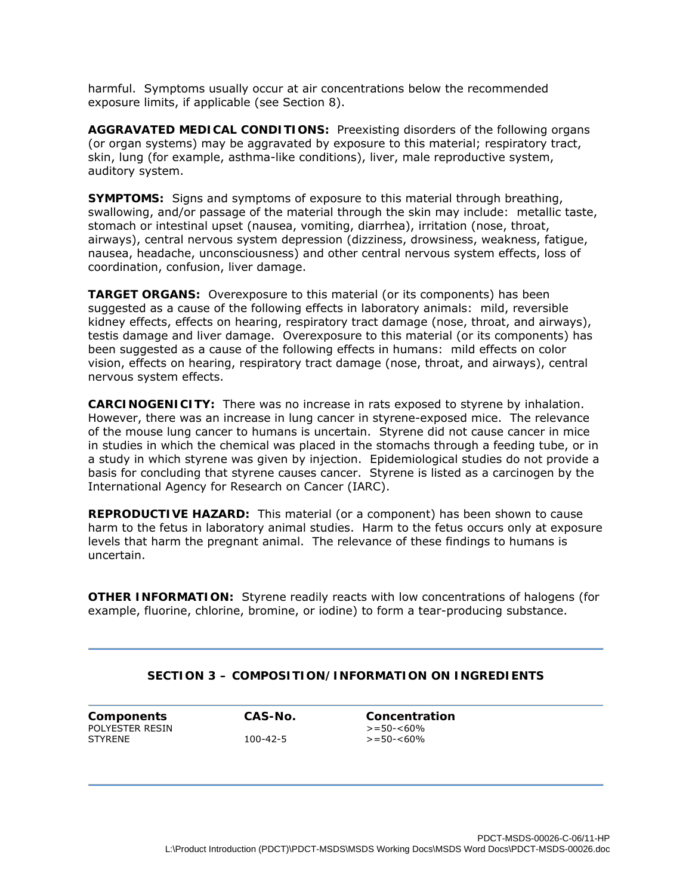harmful. Symptoms usually occur at air concentrations below the recommended exposure limits, if applicable (see Section 8).

**AGGRAVATED MEDICAL CONDITIONS:** Preexisting disorders of the following organs (or organ systems) may be aggravated by exposure to this material; respiratory tract, skin, lung (for example, asthma-like conditions), liver, male reproductive system, auditory system.

**SYMPTOMS:** Signs and symptoms of exposure to this material through breathing, swallowing, and/or passage of the material through the skin may include: metallic taste, stomach or intestinal upset (nausea, vomiting, diarrhea), irritation (nose, throat, airways), central nervous system depression (dizziness, drowsiness, weakness, fatigue, nausea, headache, unconsciousness) and other central nervous system effects, loss of coordination, confusion, liver damage.

**TARGET ORGANS:** Overexposure to this material (or its components) has been suggested as a cause of the following effects in laboratory animals: mild, reversible kidney effects, effects on hearing, respiratory tract damage (nose, throat, and airways), testis damage and liver damage. Overexposure to this material (or its components) has been suggested as a cause of the following effects in humans: mild effects on color vision, effects on hearing, respiratory tract damage (nose, throat, and airways), central nervous system effects.

**CARCINOGENICITY:** There was no increase in rats exposed to styrene by inhalation. However, there was an increase in lung cancer in styrene-exposed mice. The relevance of the mouse lung cancer to humans is uncertain. Styrene did not cause cancer in mice in studies in which the chemical was placed in the stomachs through a feeding tube, or in a study in which styrene was given by injection. Epidemiological studies do not provide a basis for concluding that styrene causes cancer. Styrene is listed as a carcinogen by the International Agency for Research on Cancer (IARC).

**REPRODUCTIVE HAZARD:** This material (or a component) has been shown to cause harm to the fetus in laboratory animal studies. Harm to the fetus occurs only at exposure levels that harm the pregnant animal. The relevance of these findings to humans is uncertain.

**OTHER INFORMATION:** Styrene readily reacts with low concentrations of halogens (for example, fluorine, chlorine, bromine, or iodine) to form a tear-producing substance.

## SECTION 3 – COMPOSITION/INFORMATION ON INGREDIENTS

| Components | CAS-No. | Concentration |
|---|---|---|
| POLYESTER RESIN | | >=50-<60% |
| STYRENE | 100-42-5 | >=50-<60% |

PDCT-MSDS-00026-C-06/11-HP
L:\Product Introduction (PDCT)\PDCT-MSDS\MSDS Working Docs\MSDS Word Docs\PDCT-MSDS-00026.doc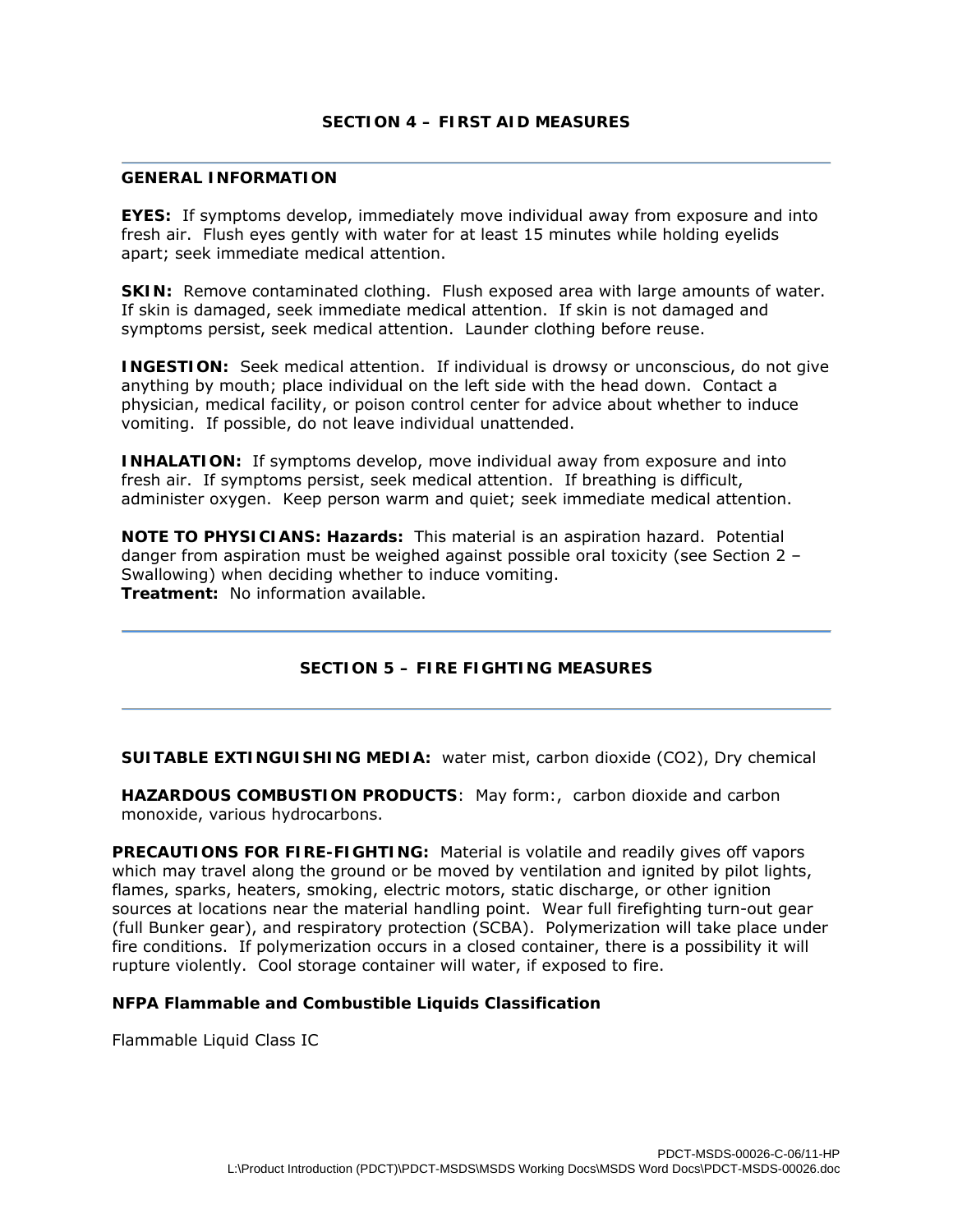## SECTION 4 – FIRST AID MEASURES

### GENERAL INFORMATION

**EYES:** If symptoms develop, immediately move individual away from exposure and into fresh air. Flush eyes gently with water for at least 15 minutes while holding eyelids apart; seek immediate medical attention.

**SKIN:** Remove contaminated clothing. Flush exposed area with large amounts of water. If skin is damaged, seek immediate medical attention. If skin is not damaged and symptoms persist, seek medical attention. Launder clothing before reuse.

**INGESTION:** Seek medical attention. If individual is drowsy or unconscious, do not give anything by mouth; place individual on the left side with the head down. Contact a physician, medical facility, or poison control center for advice about whether to induce vomiting. If possible, do not leave individual unattended.

**INHALATION:** If symptoms develop, move individual away from exposure and into fresh air. If symptoms persist, seek medical attention. If breathing is difficult, administer oxygen. Keep person warm and quiet; seek immediate medical attention.

**NOTE TO PHYSICIANS: Hazards:** This material is an aspiration hazard. Potential danger from aspiration must be weighed against possible oral toxicity (see Section 2 – Swallowing) when deciding whether to induce vomiting.
**Treatment:** No information available.

## SECTION 5 – FIRE FIGHTING MEASURES

**SUITABLE EXTINGUISHING MEDIA:** water mist, carbon dioxide ($CO_2$), Dry chemical

**HAZARDOUS COMBUSTION PRODUCTS**: May form:, carbon dioxide and carbon monoxide, various hydrocarbons.

**PRECAUTIONS FOR FIRE-FIGHTING:** Material is volatile and readily gives off vapors which may travel along the ground or be moved by ventilation and ignited by pilot lights, flames, sparks, heaters, smoking, electric motors, static discharge, or other ignition sources at locations near the material handling point. Wear full firefighting turn-out gear (full Bunker gear), and respiratory protection (SCBA). Polymerization will take place under fire conditions. If polymerization occurs in a closed container, there is a possibility it will rupture violently. Cool storage container will water, if exposed to fire.

**NFPA Flammable and Combustible Liquids Classification**

Flammable Liquid Class IC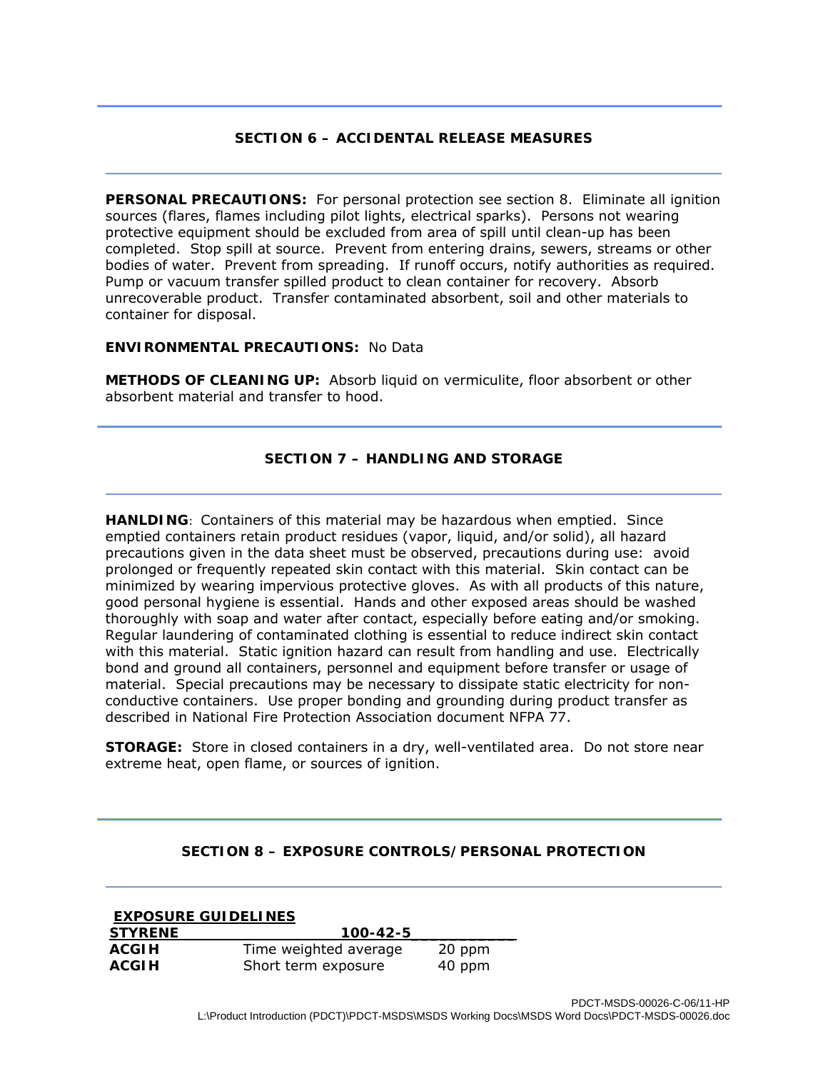## SECTION 6 – ACCIDENTAL RELEASE MEASURES

**PERSONAL PRECAUTIONS:** For personal protection see section 8. Eliminate all ignition sources (flares, flames including pilot lights, electrical sparks). Persons not wearing protective equipment should be excluded from area of spill until clean-up has been completed. Stop spill at source. Prevent from entering drains, sewers, streams or other bodies of water. Prevent from spreading. If runoff occurs, notify authorities as required. Pump or vacuum transfer spilled product to clean container for recovery. Absorb unrecoverable product. Transfer contaminated absorbent, soil and other materials to container for disposal.

**ENVIRONMENTAL PRECAUTIONS:** No Data

**METHODS OF CLEANING UP:** Absorb liquid on vermiculite, floor absorbent or other absorbent material and transfer to hood.

## SECTION 7 – HANDLING AND STORAGE

**HANLDING**: Containers of this material may be hazardous when emptied. Since emptied containers retain product residues (vapor, liquid, and/or solid), all hazard precautions given in the data sheet must be observed, precautions during use: avoid prolonged or frequently repeated skin contact with this material. Skin contact can be minimized by wearing impervious protective gloves. As with all products of this nature, good personal hygiene is essential. Hands and other exposed areas should be washed thoroughly with soap and water after contact, especially before eating and/or smoking. Regular laundering of contaminated clothing is essential to reduce indirect skin contact with this material. Static ignition hazard can result from handling and use. Electrically bond and ground all containers, personnel and equipment before transfer or usage of material. Special precautions may be necessary to dissipate static electricity for non-conductive containers. Use proper bonding and grounding during product transfer as described in National Fire Protection Association document NFPA 77.

**STORAGE:** Store in closed containers in a dry, well-ventilated area. Do not store near extreme heat, open flame, or sources of ignition.

## SECTION 8 – EXPOSURE CONTROLS/PERSONAL PROTECTION

**EXPOSURE GUIDELINES**

| STYRENE | 100-42-5 | |
|---|---|---|
| ACGIH | Time weighted average | 20 ppm |
| ACGIH | Short term exposure | 40 ppm |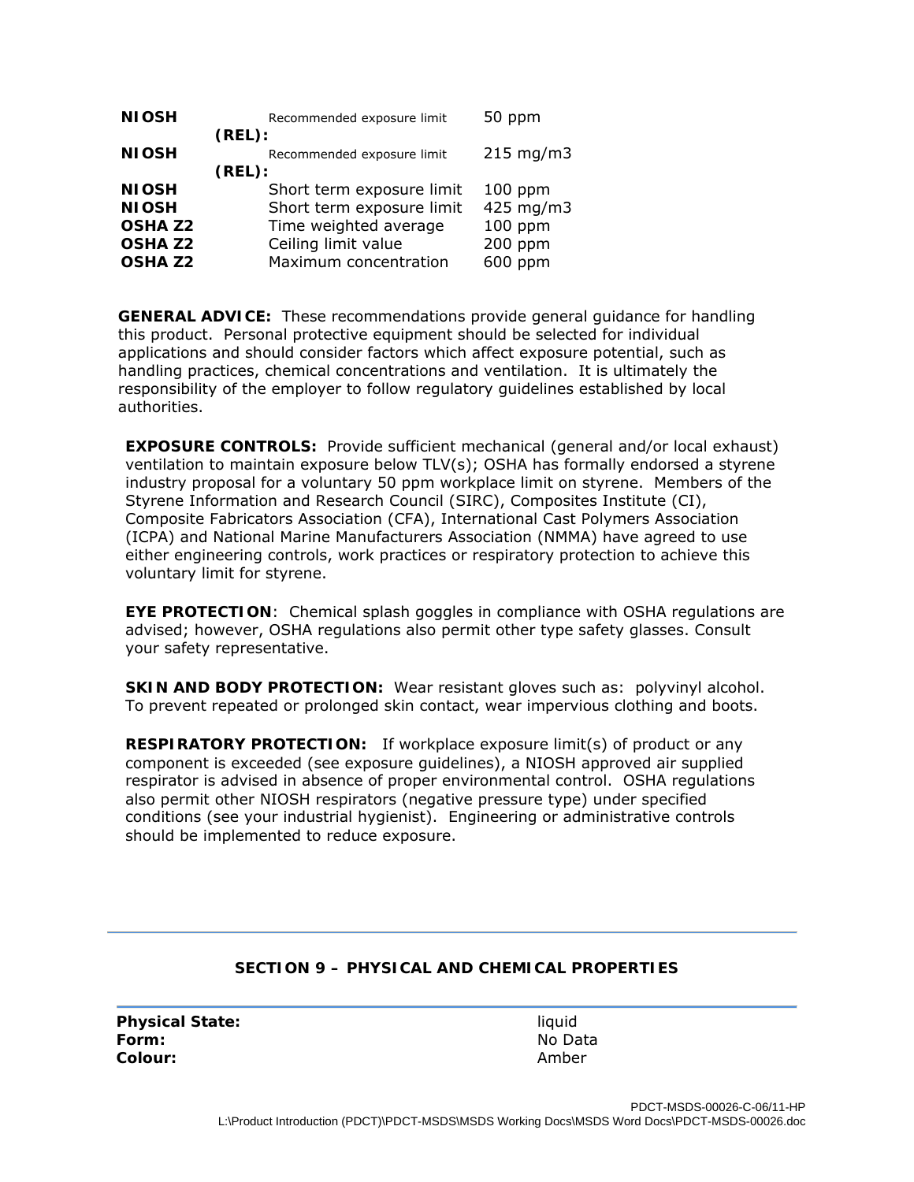| | | |
|---|---|---|
| **NIOSH (REL):** | Recommended exposure limit | 50 ppm |
| **NIOSH (REL):** | Recommended exposure limit | 215 mg/m3 |
| **NIOSH** | Short term exposure limit | 100 ppm |
| **NIOSH** | Short term exposure limit | 425 mg/m3 |
| **OSHA Z2** | Time weighted average | 100 ppm |
| **OSHA Z2** | Ceiling limit value | 200 ppm |
| **OSHA Z2** | Maximum concentration | 600 ppm |

**GENERAL ADVICE:** These recommendations provide general guidance for handling this product. Personal protective equipment should be selected for individual applications and should consider factors which affect exposure potential, such as handling practices, chemical concentrations and ventilation. It is ultimately the responsibility of the employer to follow regulatory guidelines established by local authorities.

**EXPOSURE CONTROLS:** Provide sufficient mechanical (general and/or local exhaust) ventilation to maintain exposure below TLV(s); OSHA has formally endorsed a styrene industry proposal for a voluntary 50 ppm workplace limit on styrene. Members of the Styrene Information and Research Council (SIRC), Composites Institute (CI), Composite Fabricators Association (CFA), International Cast Polymers Association (ICPA) and National Marine Manufacturers Association (NMMA) have agreed to use either engineering controls, work practices or respiratory protection to achieve this voluntary limit for styrene.

**EYE PROTECTION**: Chemical splash goggles in compliance with OSHA regulations are advised; however, OSHA regulations also permit other type safety glasses. Consult your safety representative.

**SKIN AND BODY PROTECTION:** Wear resistant gloves such as: polyvinyl alcohol. To prevent repeated or prolonged skin contact, wear impervious clothing and boots.

**RESPIRATORY PROTECTION:** If workplace exposure limit(s) of product or any component is exceeded (see exposure guidelines), a NIOSH approved air supplied respirator is advised in absence of proper environmental control. OSHA regulations also permit other NIOSH respirators (negative pressure type) under specified conditions (see your industrial hygienist). Engineering or administrative controls should be implemented to reduce exposure.

## SECTION 9 – PHYSICAL AND CHEMICAL PROPERTIES

| | |
|---|---|
| **Physical State:** | liquid |
| **Form:** | No Data |
| **Colour:** | Amber |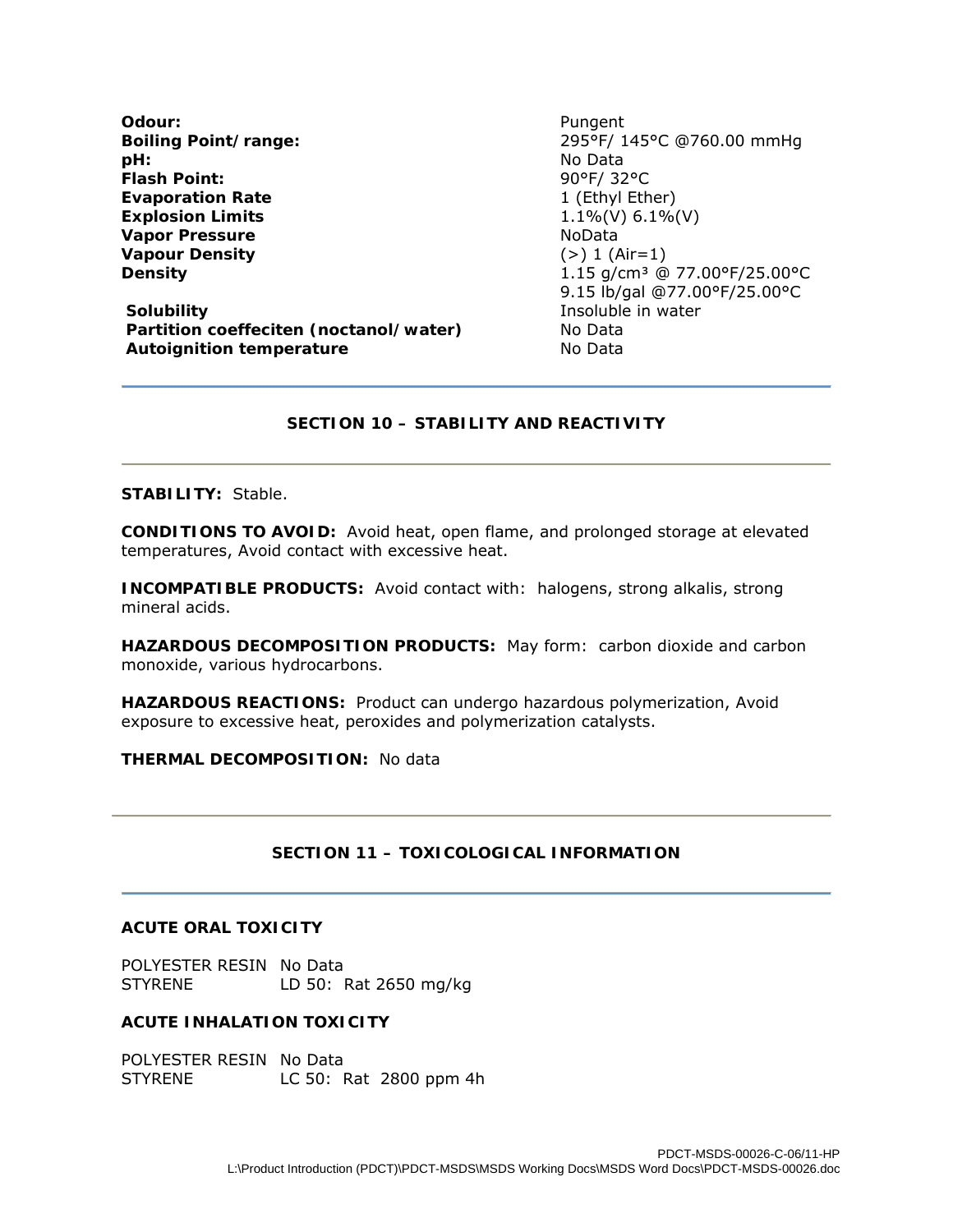| | |
|---|---|
| **Odour:** | Pungent |
| **Boiling Point/range:** | 295°F/ 145°C @760.00 mmHg |
| **pH:** | No Data |
| **Flash Point:** | 90°F/ 32°C |
| **Evaporation Rate** | 1 (Ethyl Ether) |
| **Explosion Limits** | 1.1%(V) 6.1%(V) |
| **Vapor Pressure** | NoData |
| **Vapour Density** | (>) 1 (Air=1) |
| **Density** | 1.15 g/cm³ @ 77.00°F/25.00°C<br>9.15 lb/gal @77.00°F/25.00°C |
| **Solubility** | Insoluble in water |
| **Partition coeffeciten (noctanol/water)** | No Data |
| **Autoignition temperature** | No Data |

## SECTION 10 – STABILITY AND REACTIVITY

**STABILITY:** Stable.

**CONDITIONS TO AVOID:** Avoid heat, open flame, and prolonged storage at elevated temperatures, Avoid contact with excessive heat.

**INCOMPATIBLE PRODUCTS:** Avoid contact with: halogens, strong alkalis, strong mineral acids.

**HAZARDOUS DECOMPOSITION PRODUCTS:** May form: carbon dioxide and carbon monoxide, various hydrocarbons.

**HAZARDOUS REACTIONS:** Product can undergo hazardous polymerization, Avoid exposure to excessive heat, peroxides and polymerization catalysts.

**THERMAL DECOMPOSITION:** No data

## SECTION 11 – TOXICOLOGICAL INFORMATION

### ACUTE ORAL TOXICITY

| | |
|---|---|
| POLYESTER RESIN | No Data |
| STYRENE | LD 50: Rat 2650 mg/kg |

### ACUTE INHALATION TOXICITY

| | |
|---|---|
| POLYESTER RESIN | No Data |
| STYRENE | LC 50: Rat 2800 ppm 4h |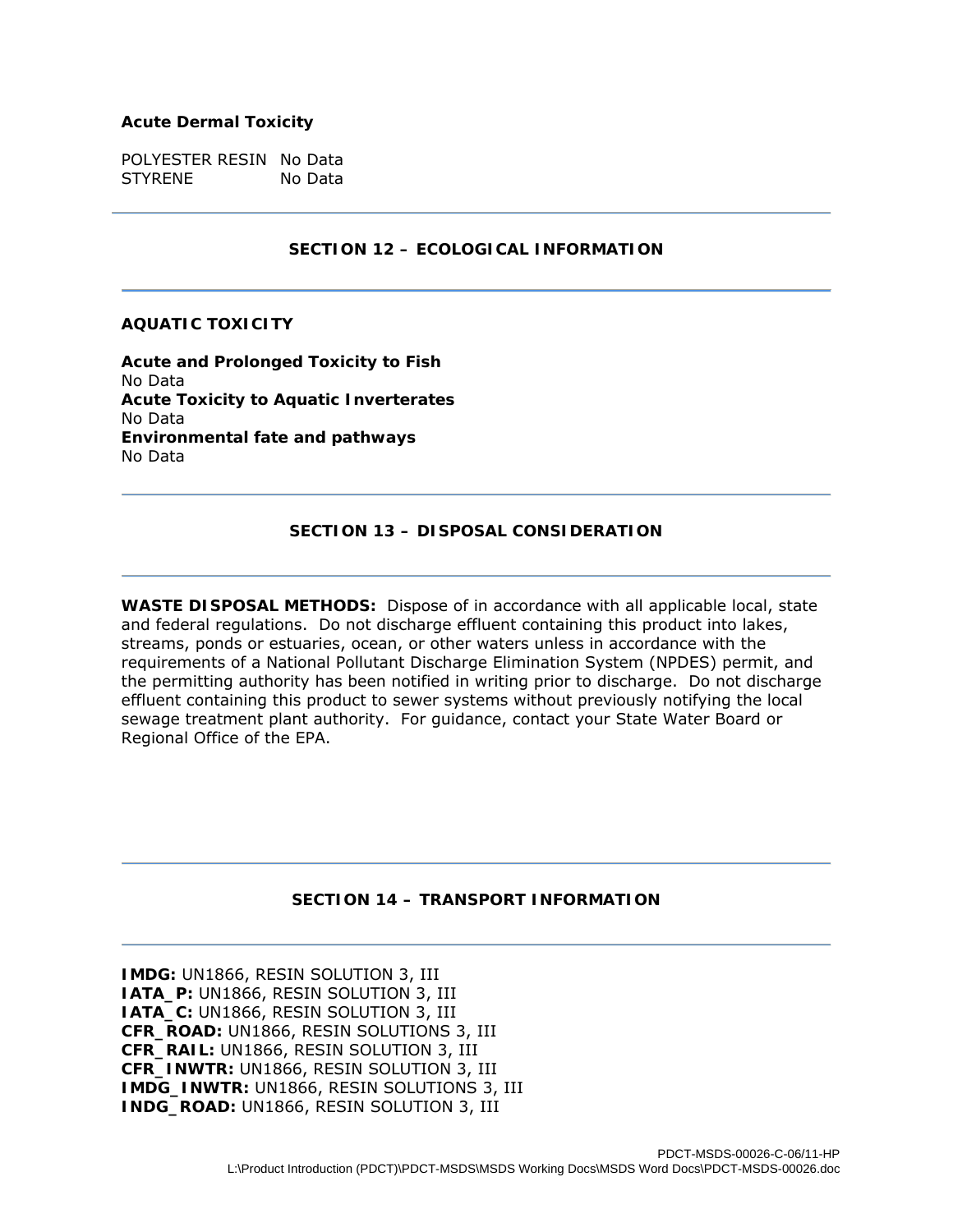**Acute Dermal Toxicity**

| | |
|---|---|
| POLYESTER RESIN | No Data |
| STYRENE | No Data |

## SECTION 12 – ECOLOGICAL INFORMATION

**AQUATIC TOXICITY**

**Acute and Prolonged Toxicity to Fish**
No Data
**Acute Toxicity to Aquatic Inverterates**
No Data
**Environmental fate and pathways**
No Data

## SECTION 13 – DISPOSAL CONSIDERATION

**WASTE DISPOSAL METHODS:** Dispose of in accordance with all applicable local, state and federal regulations. Do not discharge effluent containing this product into lakes, streams, ponds or estuaries, ocean, or other waters unless in accordance with the requirements of a National Pollutant Discharge Elimination System (NPDES) permit, and the permitting authority has been notified in writing prior to discharge. Do not discharge effluent containing this product to sewer systems without previously notifying the local sewage treatment plant authority. For guidance, contact your State Water Board or Regional Office of the EPA.

## SECTION 14 – TRANSPORT INFORMATION

**IMDG:** UN1866, RESIN SOLUTION 3, III
**IATA_P:** UN1866, RESIN SOLUTION 3, III
**IATA_C:** UN1866, RESIN SOLUTION 3, III
**CFR_ROAD:** UN1866, RESIN SOLUTIONS 3, III
**CFR_RAIL:** UN1866, RESIN SOLUTION 3, III
**CFR_INWTR:** UN1866, RESIN SOLUTION 3, III
**IMDG_INWTR:** UN1866, RESIN SOLUTIONS 3, III
**INDG_ROAD:** UN1866, RESIN SOLUTION 3, III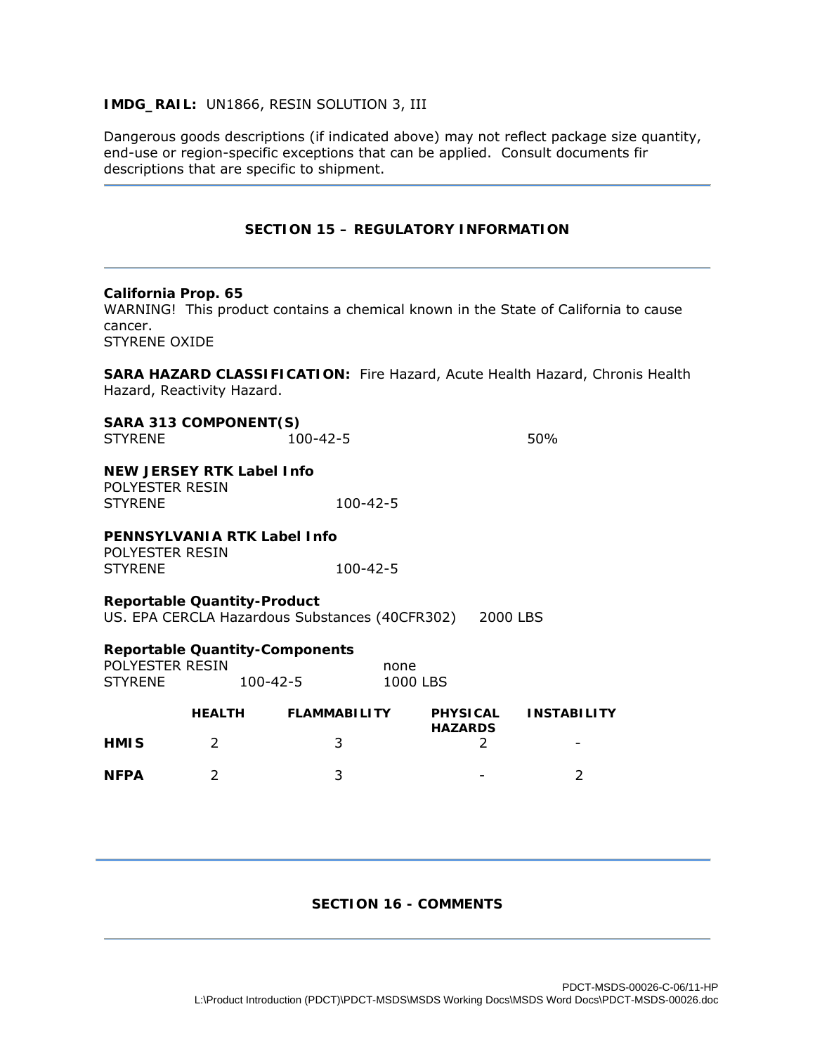**IMDG_RAIL:** UN1866, RESIN SOLUTION 3, III

Dangerous goods descriptions (if indicated above) may not reflect package size quantity, end-use or region-specific exceptions that can be applied. Consult documents fir descriptions that are specific to shipment.

## SECTION 15 – REGULATORY INFORMATION

**California Prop. 65**
WARNING! This product contains a chemical known in the State of California to cause cancer.
STYRENE OXIDE

**SARA HAZARD CLASSIFICATION:** Fire Hazard, Acute Health Hazard, Chronis Health Hazard, Reactivity Hazard.

**SARA 313 COMPONENT(S)**

| | | |
|---|---|---|
| STYRENE | 100-42-5 | 50% |

**NEW JERSEY RTK Label Info**
POLYESTER RESIN
STYRENE 100-42-5

**PENNSYLVANIA RTK Label Info**
POLYESTER RESIN
STYRENE 100-42-5

**Reportable Quantity-Product**
US. EPA CERCLA Hazardous Substances (40CFR302) 2000 LBS

**Reportable Quantity-Components**

| | | |
|---|---|---|
| POLYESTER RESIN | | none |
| STYRENE | 100-42-5 | 1000 LBS |

| | HEALTH | FLAMMABILITY | PHYSICAL HAZARDS | INSTABILITY |
|---|---|---|---|---|
| **HMIS** | 2 | 3 | 2 | - |
| **NFPA** | 2 | 3 | - | 2 |

## SECTION 16 - COMMENTS

PDCT-MSDS-00026-C-06/11-HP
L:\Product Introduction (PDCT)\PDCT-MSDS\MSDS Working Docs\MSDS Word Docs\PDCT-MSDS-00026.doc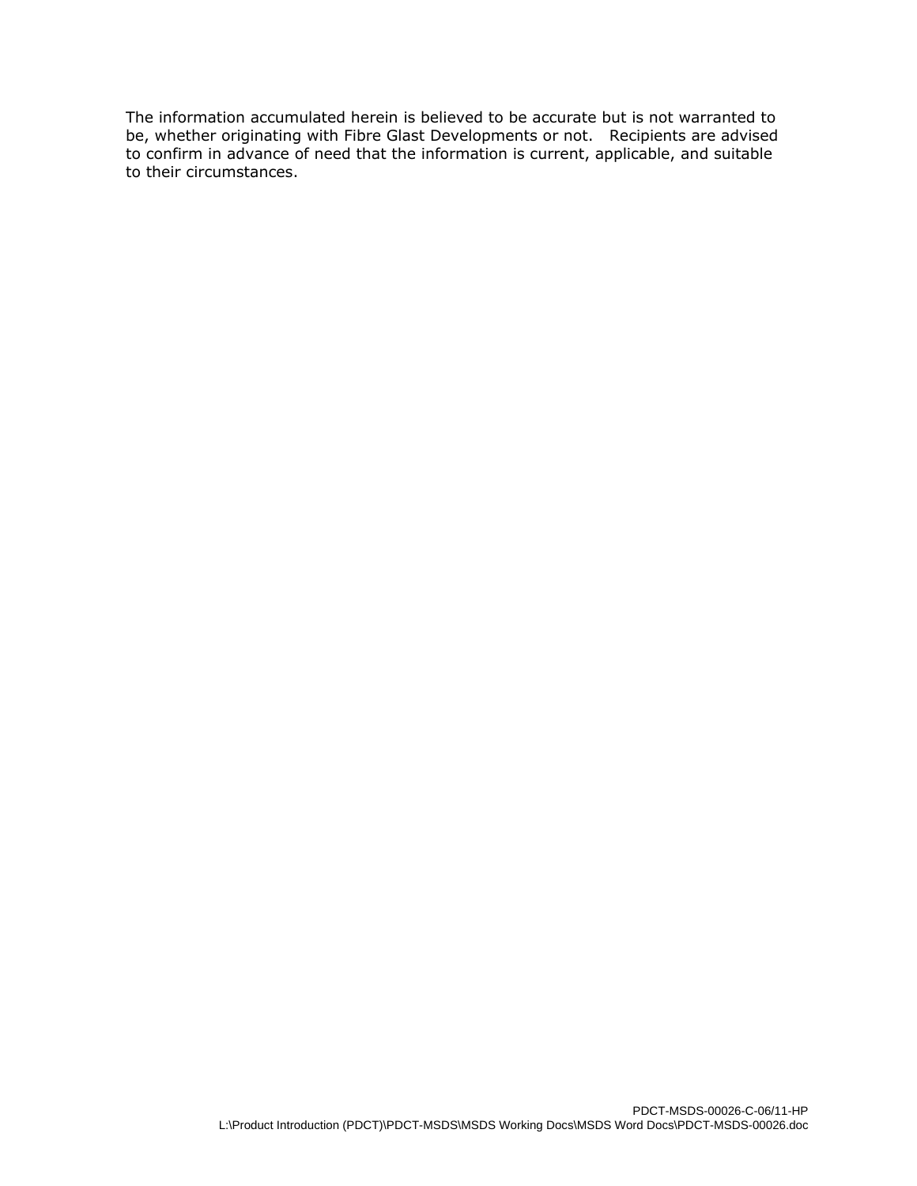The information accumulated herein is believed to be accurate but is not warranted to be, whether originating with Fibre Glast Developments or not. Recipients are advised to confirm in advance of need that the information is current, applicable, and suitable to their circumstances.